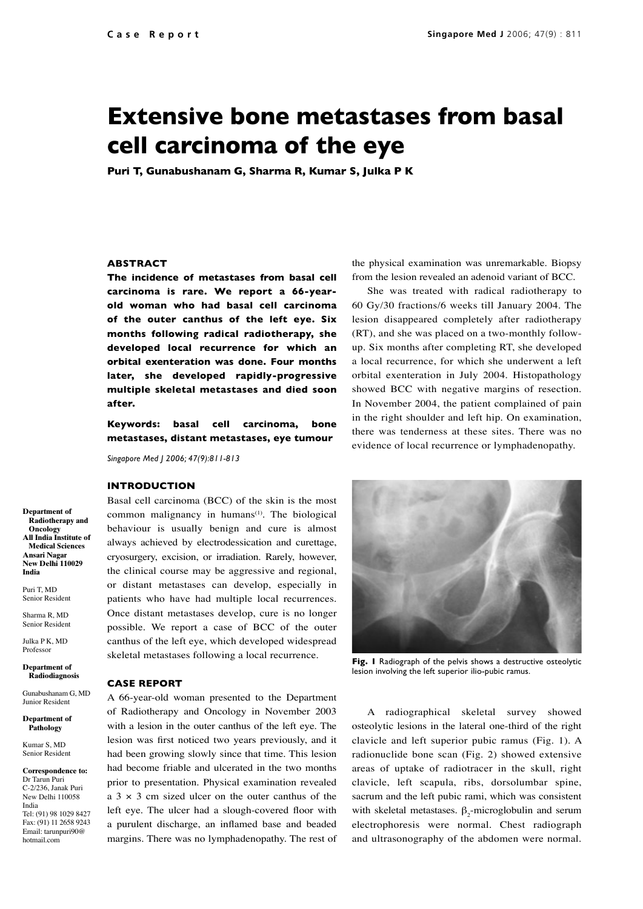Case Report

# Extensive bone metastases from basal cell carcinoma of the eye

**Puri T, Gunabushanam G, Sharma R, Kumar S, Julka P K**

## ABSTRACT

**The incidence of metastases from basal cell carcinoma is rare. We report a 66-year-old woman who had basal cell carcinoma of the outer canthus of the left eye. Six months following radical radiotherapy, she developed local recurrence for which an orbital exenteration was done. Four months later, she developed rapidly-progressive multiple skeletal metastases and died soon after.**

**Keywords: basal cell carcinoma, bone metastases, distant metastases, eye tumour**

*Singapore Med J 2006; 47(9):811-813*

**Department of Radiotherapy and Oncology**
**All India Institute of Medical Sciences**
**Ansari Nagar**
**New Delhi 110029**
**India**

Puri T, MD
Senior Resident

Sharma R, MD
Senior Resident

Julka P K, MD
Professor

**Department of Radiodiagnosis**

Gunabushanam G, MD
Junior Resident

**Department of Pathology**

Kumar S, MD
Senior Resident

**Correspondence to:**
Dr Tarun Puri
C-2/236, Janak Puri
New Delhi 110058
India
Tel: (91) 98 1029 8427
Fax: (91) 11 2658 9243
Email: tarunpuri90@hotmail.com

## INTRODUCTION

Basal cell carcinoma (BCC) of the skin is the most common malignancy in humans[1]. The biological behaviour is usually benign and cure is almost always achieved by electrodessication and curettage, cryosurgery, excision, or irradiation. Rarely, however, the clinical course may be aggressive and regional, or distant metastases can develop, especially in patients who have had multiple local recurrences. Once distant metastases develop, cure is no longer possible. We report a case of BCC of the outer canthus of the left eye, which developed widespread skeletal metastases following a local recurrence.

## CASE REPORT

A 66-year-old woman presented to the Department of Radiotherapy and Oncology in November 2003 with a lesion in the outer canthus of the left eye. The lesion was first noticed two years previously, and it had been growing slowly since that time. This lesion had become friable and ulcerated in the two months prior to presentation. Physical examination revealed a 3 × 3 cm sized ulcer on the outer canthus of the left eye. The ulcer had a slough-covered floor with a purulent discharge, an inflamed base and beaded margins. There was no lymphadenopathy. The rest of the physical examination was unremarkable. Biopsy from the lesion revealed an adenoid variant of BCC.

She was treated with radical radiotherapy to 60 Gy/30 fractions/6 weeks till January 2004. The lesion disappeared completely after radiotherapy (RT), and she was placed on a two-monthly follow-up. Six months after completing RT, she developed a local recurrence, for which she underwent a left orbital exenteration in July 2004. Histopathology showed BCC with negative margins of resection. In November 2004, the patient complained of pain in the right shoulder and left hip. On examination, there was tenderness at these sites. There was no evidence of local recurrence or lymphadenopathy.

**Fig. 1** Radiograph of the pelvis shows a destructive osteolytic lesion involving the left superior ilio-pubic ramus.

A radiographical skeletal survey showed osteolytic lesions in the lateral one-third of the right clavicle and left superior pubic ramus (Fig. 1). A radionuclide bone scan (Fig. 2) showed extensive areas of uptake of radiotracer in the skull, right clavicle, left scapula, ribs, dorsolumbar spine, sacrum and the left pubic rami, which was consistent with skeletal metastases. $\beta_2$-microglobulin and serum electrophoresis were normal. Chest radiograph and ultrasonography of the abdomen were normal.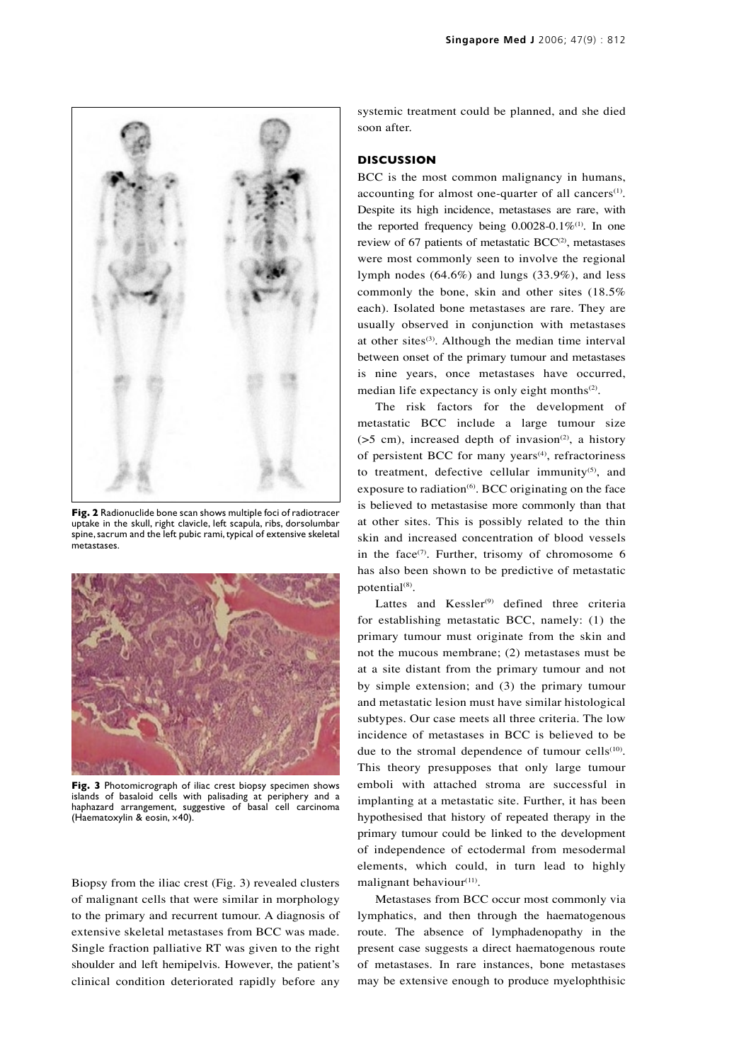**Fig. 2** Radionuclide bone scan shows multiple foci of radiotracer uptake in the skull, right clavicle, left scapula, ribs, dorsolumbar spine, sacrum and the left pubic rami, typical of extensive skeletal metastases.

**Fig. 3** Photomicrograph of iliac crest biopsy specimen shows islands of basaloid cells with palisading at periphery and a haphazard arrangement, suggestive of basal cell carcinoma (Haematoxylin & eosin, ×40).

Biopsy from the iliac crest (Fig. 3) revealed clusters of malignant cells that were similar in morphology to the primary and recurrent tumour. A diagnosis of extensive skeletal metastases from BCC was made. Single fraction palliative RT was given to the right shoulder and left hemipelvis. However, the patient's clinical condition deteriorated rapidly before any systemic treatment could be planned, and she died soon after.

## DISCUSSION

BCC is the most common malignancy in humans, accounting for almost one-quarter of all cancers[1]. Despite its high incidence, metastases are rare, with the reported frequency being 0.0028-0.1%[1]. In one review of 67 patients of metastatic BCC[2], metastases were most commonly seen to involve the regional lymph nodes (64.6%) and lungs (33.9%), and less commonly the bone, skin and other sites (18.5% each). Isolated bone metastases are rare. They are usually observed in conjunction with metastases at other sites[3]. Although the median time interval between onset of the primary tumour and metastases is nine years, once metastases have occurred, median life expectancy is only eight months[2].

The risk factors for the development of metastatic BCC include a large tumour size (>5 cm), increased depth of invasion[2], a history of persistent BCC for many years[4], refractoriness to treatment, defective cellular immunity[5], and exposure to radiation[6]. BCC originating on the face is believed to metastasise more commonly than that at other sites. This is possibly related to the thin skin and increased concentration of blood vessels in the face[7]. Further, trisomy of chromosome 6 has also been shown to be predictive of metastatic potential[8].

Lattes and Kessler[9] defined three criteria for establishing metastatic BCC, namely: (1) the primary tumour must originate from the skin and not the mucous membrane; (2) metastases must be at a site distant from the primary tumour and not by simple extension; and (3) the primary tumour and metastatic lesion must have similar histological subtypes. Our case meets all three criteria. The low incidence of metastases in BCC is believed to be due to the stromal dependence of tumour cells[10]. This theory presupposes that only large tumour emboli with attached stroma are successful in implanting at a metastatic site. Further, it has been hypothesised that history of repeated therapy in the primary tumour could be linked to the development of independence of ectodermal from mesodermal elements, which could, in turn lead to highly malignant behaviour[11].

Metastases from BCC occur most commonly via lymphatics, and then through the haematogenous route. The absence of lymphadenopathy in the present case suggests a direct haematogenous route of metastases. In rare instances, bone metastases may be extensive enough to produce myelophthisic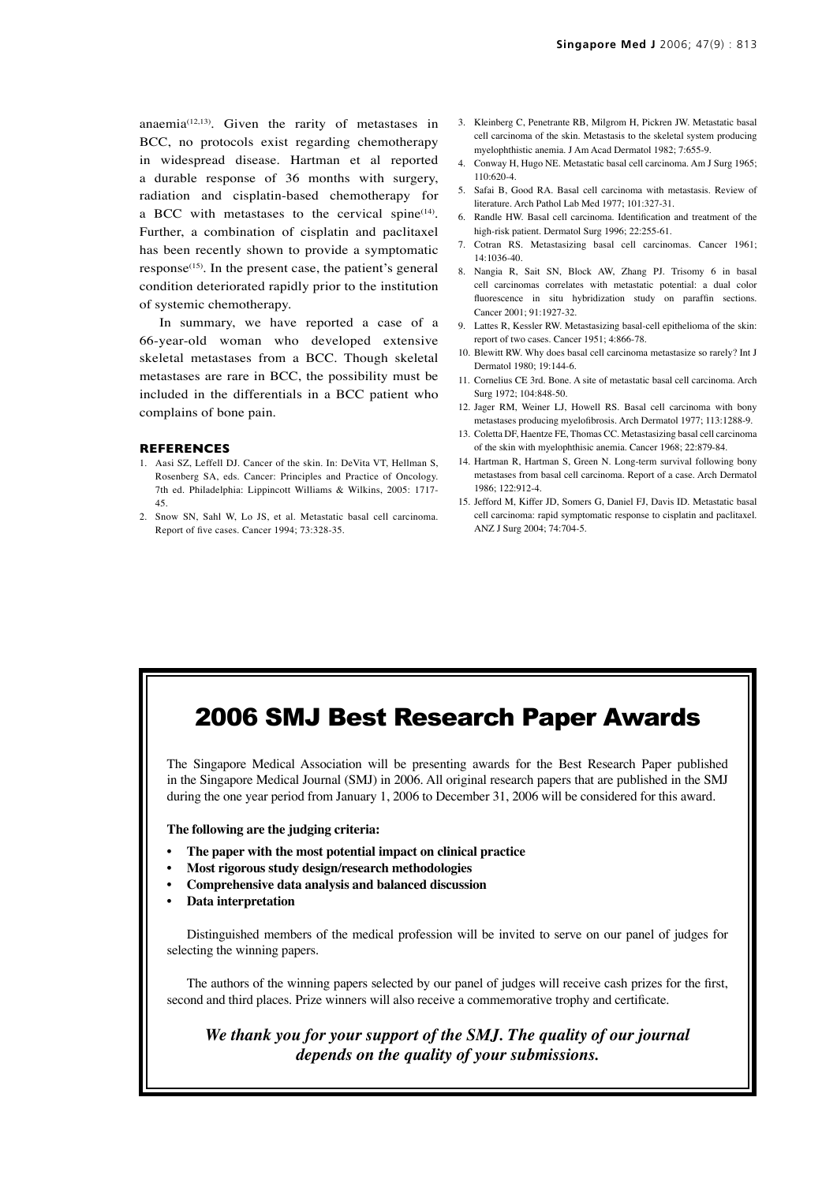anaemia[12,13]. Given the rarity of metastases in BCC, no protocols exist regarding chemotherapy in widespread disease. Hartman et al reported a durable response of 36 months with surgery, radiation and cisplatin-based chemotherapy for a BCC with metastases to the cervical spine[14]. Further, a combination of cisplatin and paclitaxel has been recently shown to provide a symptomatic response[15]. In the present case, the patient's general condition deteriorated rapidly prior to the institution of systemic chemotherapy.

In summary, we have reported a case of a 66-year-old woman who developed extensive skeletal metastases from a BCC. Though skeletal metastases are rare in BCC, the possibility must be included in the differentials in a BCC patient who complains of bone pain.

## REFERENCES

1. Aasi SZ, Leffell DJ. Cancer of the skin. In: DeVita VT, Hellman S, Rosenberg SA, eds. Cancer: Principles and Practice of Oncology. 7th ed. Philadelphia: Lippincott Williams & Wilkins, 2005: 1717-45.
2. Snow SN, Sahl W, Lo JS, et al. Metastatic basal cell carcinoma. Report of five cases. Cancer 1994; 73:328-35.
3. Kleinberg C, Penetrante RB, Milgrom H, Pickren JW. Metastatic basal cell carcinoma of the skin. Metastasis to the skeletal system producing myelophthistic anemia. J Am Acad Dermatol 1982; 7:655-9.
4. Conway H, Hugo NE. Metastatic basal cell carcinoma. Am J Surg 1965; 110:620-4.
5. Safai B, Good RA. Basal cell carcinoma with metastasis. Review of literature. Arch Pathol Lab Med 1977; 101:327-31.
6. Randle HW. Basal cell carcinoma. Identification and treatment of the high-risk patient. Dermatol Surg 1996; 22:255-61.
7. Cotran RS. Metastasizing basal cell carcinomas. Cancer 1961; 14:1036-40.
8. Nangia R, Sait SN, Block AW, Zhang PJ. Trisomy 6 in basal cell carcinomas correlates with metastatic potential: a dual color fluorescence in situ hybridization study on paraffin sections. Cancer 2001; 91:1927-32.
9. Lattes R, Kessler RW. Metastasizing basal-cell epithelioma of the skin: report of two cases. Cancer 1951; 4:866-78.
10. Blewitt RW. Why does basal cell carcinoma metastasize so rarely? Int J Dermatol 1980; 19:144-6.
11. Cornelius CE 3rd. Bone. A site of metastatic basal cell carcinoma. Arch Surg 1972; 104:848-50.
12. Jager RM, Weiner LJ, Howell RS. Basal cell carcinoma with bony metastases producing myelofibrosis. Arch Dermatol 1977; 113:1288-9.
13. Coletta DF, Haentze FE, Thomas CC. Metastasizing basal cell carcinoma of the skin with myelophthisic anemia. Cancer 1968; 22:879-84.
14. Hartman R, Hartman S, Green N. Long-term survival following bony metastases from basal cell carcinoma. Report of a case. Arch Dermatol 1986; 122:912-4.
15. Jefford M, Kiffer JD, Somers G, Daniel FJ, Davis ID. Metastatic basal cell carcinoma: rapid symptomatic response to cisplatin and paclitaxel. ANZ J Surg 2004; 74:704-5.

# 2006 SMJ Best Research Paper Awards

The Singapore Medical Association will be presenting awards for the Best Research Paper published in the Singapore Medical Journal (SMJ) in 2006. All original research papers that are published in the SMJ during the one year period from January 1, 2006 to December 31, 2006 will be considered for this award.

**The following are the judging criteria:**

- **The paper with the most potential impact on clinical practice**
- **Most rigorous study design/research methodologies**
- **Comprehensive data analysis and balanced discussion**
- **Data interpretation**

Distinguished members of the medical profession will be invited to serve on our panel of judges for selecting the winning papers.

The authors of the winning papers selected by our panel of judges will receive cash prizes for the first, second and third places. Prize winners will also receive a commemorative trophy and certificate.

***We thank you for your support of the SMJ. The quality of our journal depends on the quality of your submissions.***